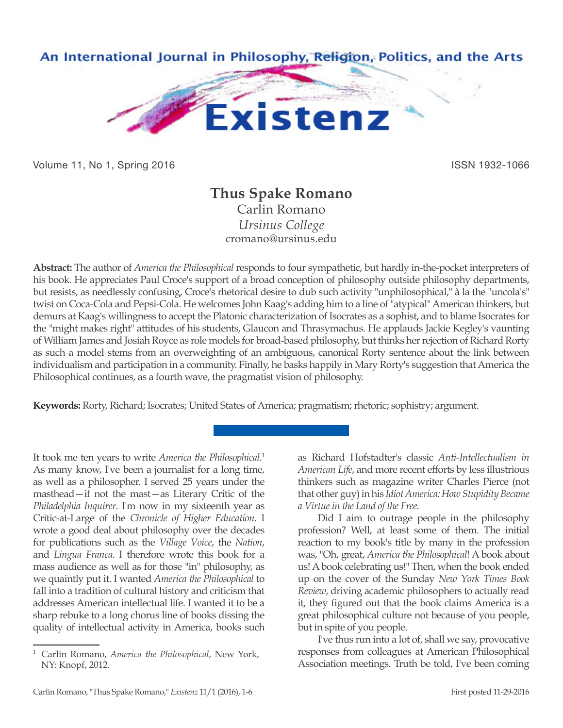# Thus Spake Romano

Carlin Romano
*Ursinus College*
cromano@ursinus.edu

**Abstract:** The author of *America the Philosophical* responds to four sympathetic, but hardly in-the-pocket interpreters of his book. He appreciates Paul Croce's support of a broad conception of philosophy outside philosophy departments, but resists, as needlessly confusing, Croce's rhetorical desire to dub such activity "unphilosophical," à la the "uncola's" twist on Coca-Cola and Pepsi-Cola. He welcomes John Kaag's adding him to a line of "atypical" American thinkers, but demurs at Kaag's willingness to accept the Platonic characterization of Isocrates as a sophist, and to blame Isocrates for the "might makes right" attitudes of his students, Glaucon and Thrasymachus. He applauds Jackie Kegley's vaunting of William James and Josiah Royce as role models for broad-based philosophy, but thinks her rejection of Richard Rorty as such a model stems from an overweighting of an ambiguous, canonical Rorty sentence about the link between individualism and participation in a community. Finally, he basks happily in Mary Rorty's suggestion that America the Philosophical continues, as a fourth wave, the pragmatist vision of philosophy.

**Keywords:** Rorty, Richard; Isocrates; United States of America; pragmatism; rhetoric; sophistry; argument.

---

It took me ten years to write *America the Philosophical*.[1] As many know, I've been a journalist for a long time, as well as a philosopher. I served 25 years under the masthead—if not the mast—as Literary Critic of the *Philadelphia Inquirer*. I'm now in my sixteenth year as Critic-at-Large of the *Chronicle of Higher Education*. I wrote a good deal about philosophy over the decades for publications such as the *Village Voice*, the *Nation*, and *Lingua Franca*. I therefore wrote this book for a mass audience as well as for those "in" philosophy, as we quaintly put it. I wanted *America the Philosophical* to fall into a tradition of cultural history and criticism that addresses American intellectual life. I wanted it to be a sharp rebuke to a long chorus line of books dissing the quality of intellectual activity in America, books such as Richard Hofstadter's classic *Anti-Intellectualism in American Life*, and more recent efforts by less illustrious thinkers such as magazine writer Charles Pierce (not that other guy) in his *Idiot America: How Stupidity Became a Virtue in the Land of the Free*.

Did I aim to outrage people in the philosophy profession? Well, at least some of them. The initial reaction to my book's title by many in the profession was, "Oh, great, *America the Philosophical*! A book about us! A book celebrating us!" Then, when the book ended up on the cover of the Sunday *New York Times Book Review*, driving academic philosophers to actually read it, they figured out that the book claims America is a great philosophical culture not because of you people, but in spite of you people.

I've thus run into a lot of, shall we say, provocative responses from colleagues at American Philosophical Association meetings. Truth be told, I've been coming

---

[1] Carlin Romano, *America the Philosophical*, New York, NY: Knopf, 2012.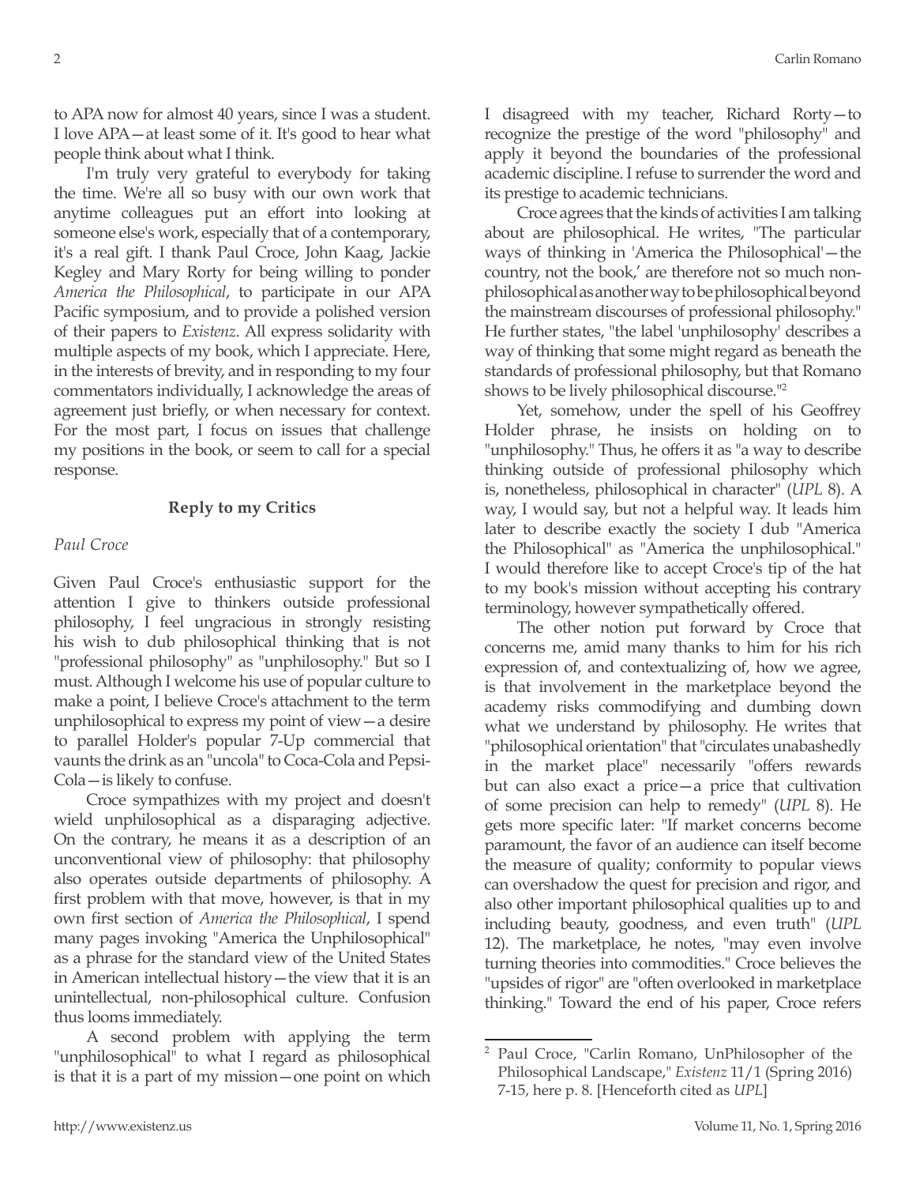to APA now for almost 40 years, since I was a student. I love APA—at least some of it. It's good to hear what people think about what I think.

I'm truly very grateful to everybody for taking the time. We're all so busy with our own work that anytime colleagues put an effort into looking at someone else's work, especially that of a contemporary, it's a real gift. I thank Paul Croce, John Kaag, Jackie Kegley and Mary Rorty for being willing to ponder *America the Philosophical*, to participate in our APA Pacific symposium, and to provide a polished version of their papers to *Existenz*. All express solidarity with multiple aspects of my book, which I appreciate. Here, in the interests of brevity, and in responding to my four commentators individually, I acknowledge the areas of agreement just briefly, or when necessary for context. For the most part, I focus on issues that challenge my positions in the book, or seem to call for a special response.

## Reply to my Critics

### *Paul Croce*

Given Paul Croce's enthusiastic support for the attention I give to thinkers outside professional philosophy, I feel ungracious in strongly resisting his wish to dub philosophical thinking that is not "professional philosophy" as "unphilosophy." But so I must. Although I welcome his use of popular culture to make a point, I believe Croce's attachment to the term unphilosophical to express my point of view—a desire to parallel Holder's popular 7-Up commercial that vaunts the drink as an "uncola" to Coca-Cola and Pepsi-Cola—is likely to confuse.

Croce sympathizes with my project and doesn't wield unphilosophical as a disparaging adjective. On the contrary, he means it as a description of an unconventional view of philosophy: that philosophy also operates outside departments of philosophy. A first problem with that move, however, is that in my own first section of *America the Philosophical*, I spend many pages invoking "America the Unphilosophical" as a phrase for the standard view of the United States in American intellectual history—the view that it is an unintellectual, non-philosophical culture. Confusion thus looms immediately.

A second problem with applying the term "unphilosophical" to what I regard as philosophical is that it is a part of my mission—one point on which I disagreed with my teacher, Richard Rorty—to recognize the prestige of the word "philosophy" and apply it beyond the boundaries of the professional academic discipline. I refuse to surrender the word and its prestige to academic technicians.

Croce agrees that the kinds of activities I am talking about are philosophical. He writes, "The particular ways of thinking in 'America the Philosophical'—the country, not the book,' are therefore not so much non-philosophical as another way to be philosophical beyond the mainstream discourses of professional philosophy." He further states, "the label 'unphilosophy' describes a way of thinking that some might regard as beneath the standards of professional philosophy, but that Romano shows to be lively philosophical discourse."[2]

Yet, somehow, under the spell of his Geoffrey Holder phrase, he insists on holding on to "unphilosophy." Thus, he offers it as "a way to describe thinking outside of professional philosophy which is, nonetheless, philosophical in character" (*UPL* 8). A way, I would say, but not a helpful way. It leads him later to describe exactly the society I dub "America the Philosophical" as "America the unphilosophical." I would therefore like to accept Croce's tip of the hat to my book's mission without accepting his contrary terminology, however sympathetically offered.

The other notion put forward by Croce that concerns me, amid many thanks to him for his rich expression of, and contextualizing of, how we agree, is that involvement in the marketplace beyond the academy risks commodifying and dumbing down what we understand by philosophy. He writes that "philosophical orientation" that "circulates unabashedly in the market place" necessarily "offers rewards but can also exact a price—a price that cultivation of some precision can help to remedy" (*UPL* 8). He gets more specific later: "If market concerns become paramount, the favor of an audience can itself become the measure of quality; conformity to popular views can overshadow the quest for precision and rigor, and also other important philosophical qualities up to and including beauty, goodness, and even truth" (*UPL* 12). The marketplace, he notes, "may even involve turning theories into commodities." Croce believes the "upsides of rigor" are "often overlooked in marketplace thinking." Toward the end of his paper, Croce refers

[2] Paul Croce, "Carlin Romano, UnPhilosopher of the Philosophical Landscape," *Existenz* 11/1 (Spring 2016) 7-15, here p. 8. [Henceforth cited as *UPL*]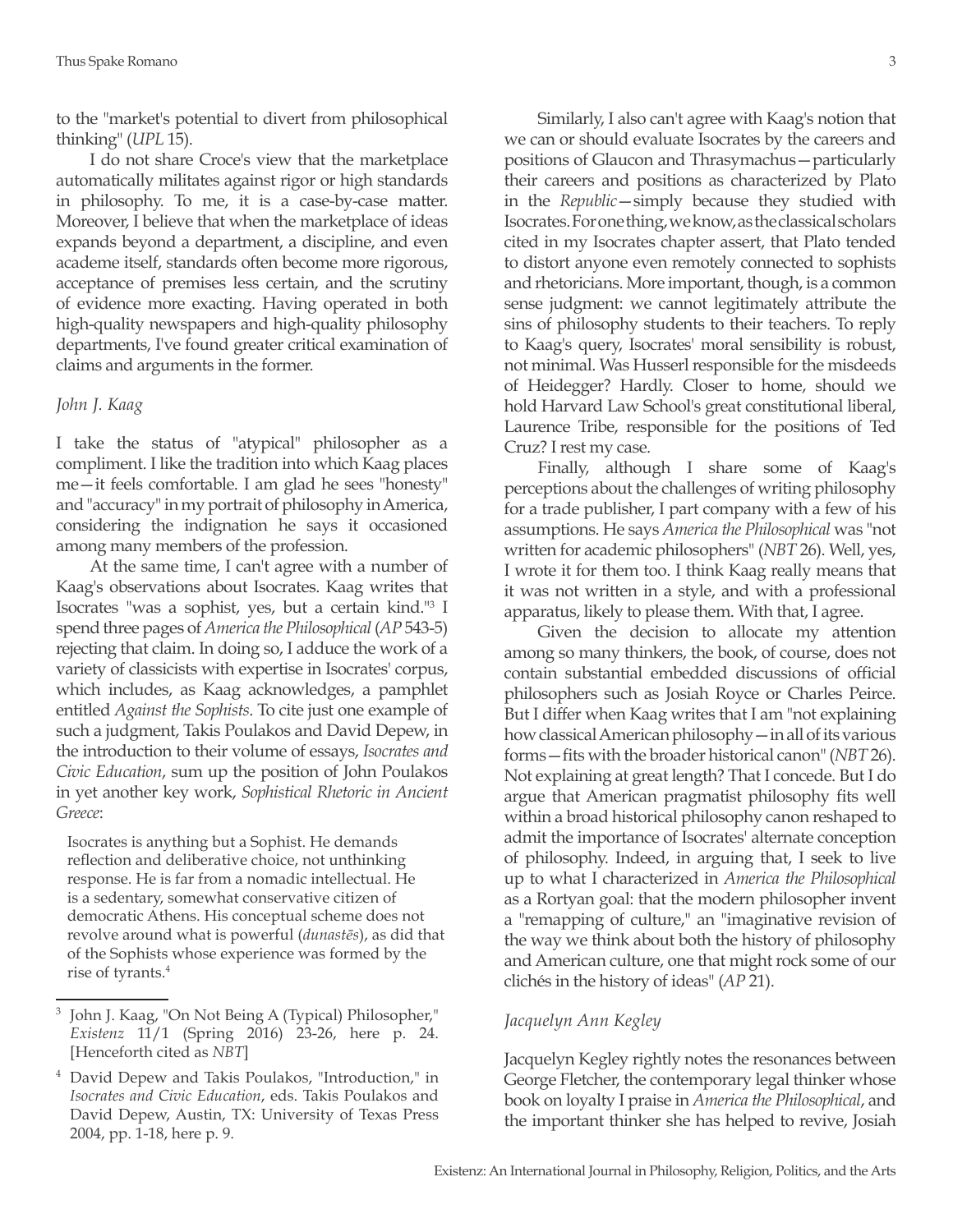to the "market's potential to divert from philosophical thinking" (*UPL* 15).

I do not share Croce's view that the marketplace automatically militates against rigor or high standards in philosophy. To me, it is a case-by-case matter. Moreover, I believe that when the marketplace of ideas expands beyond a department, a discipline, and even academe itself, standards often become more rigorous, acceptance of premises less certain, and the scrutiny of evidence more exacting. Having operated in both high-quality newspapers and high-quality philosophy departments, I've found greater critical examination of claims and arguments in the former.

### *John J. Kaag*

I take the status of "atypical" philosopher as a compliment. I like the tradition into which Kaag places me—it feels comfortable. I am glad he sees "honesty" and "accuracy" in my portrait of philosophy in America, considering the indignation he says it occasioned among many members of the profession.

At the same time, I can't agree with a number of Kaag's observations about Isocrates. Kaag writes that Isocrates "was a sophist, yes, but a certain kind."[3] I spend three pages of *America the Philosophical* (*AP* 543-5) rejecting that claim. In doing so, I adduce the work of a variety of classicists with expertise in Isocrates' corpus, which includes, as Kaag acknowledges, a pamphlet entitled *Against the Sophists*. To cite just one example of such a judgment, Takis Poulakos and David Depew, in the introduction to their volume of essays, *Isocrates and Civic Education*, sum up the position of John Poulakos in yet another key work, *Sophistical Rhetoric in Ancient Greece*:

> Isocrates is anything but a Sophist. He demands reflection and deliberative choice, not unthinking response. He is far from a nomadic intellectual. He is a sedentary, somewhat conservative citizen of democratic Athens. His conceptual scheme does not revolve around what is powerful (*dunastēs*), as did that of the Sophists whose experience was formed by the rise of tyrants.[4]

Similarly, I also can't agree with Kaag's notion that we can or should evaluate Isocrates by the careers and positions of Glaucon and Thrasymachus—particularly their careers and positions as characterized by Plato in the *Republic*—simply because they studied with Isocrates. For one thing, we know, as the classical scholars cited in my Isocrates chapter assert, that Plato tended to distort anyone even remotely connected to sophists and rhetoricians. More important, though, is a common sense judgment: we cannot legitimately attribute the sins of philosophy students to their teachers. To reply to Kaag's query, Isocrates' moral sensibility is robust, not minimal. Was Husserl responsible for the misdeeds of Heidegger? Hardly. Closer to home, should we hold Harvard Law School's great constitutional liberal, Laurence Tribe, responsible for the positions of Ted Cruz? I rest my case.

Finally, although I share some of Kaag's perceptions about the challenges of writing philosophy for a trade publisher, I part company with a few of his assumptions. He says *America the Philosophical* was "not written for academic philosophers" (*NBT* 26). Well, yes, I wrote it for them too. I think Kaag really means that it was not written in a style, and with a professional apparatus, likely to please them. With that, I agree.

Given the decision to allocate my attention among so many thinkers, the book, of course, does not contain substantial embedded discussions of official philosophers such as Josiah Royce or Charles Peirce. But I differ when Kaag writes that I am "not explaining how classical American philosophy—in all of its various forms—fits with the broader historical canon" (*NBT* 26). Not explaining at great length? That I concede. But I do argue that American pragmatist philosophy fits well within a broad historical philosophy canon reshaped to admit the importance of Isocrates' alternate conception of philosophy. Indeed, in arguing that, I seek to live up to what I characterized in *America the Philosophical* as a Rortyan goal: that the modern philosopher invent a "remapping of culture," an "imaginative revision of the way we think about both the history of philosophy and American culture, one that might rock some of our clichés in the history of ideas" (*AP* 21).

### *Jacquelyn Ann Kegley*

Jacquelyn Kegley rightly notes the resonances between George Fletcher, the contemporary legal thinker whose book on loyalty I praise in *America the Philosophical*, and the important thinker she has helped to revive, Josiah

---

[3] John J. Kaag, "On Not Being A (Typical) Philosopher," *Existenz* 11/1 (Spring 2016) 23-26, here p. 24. [Henceforth cited as *NBT*]

[4] David Depew and Takis Poulakos, "Introduction," in *Isocrates and Civic Education*, eds. Takis Poulakos and David Depew, Austin, TX: University of Texas Press 2004, pp. 1-18, here p. 9.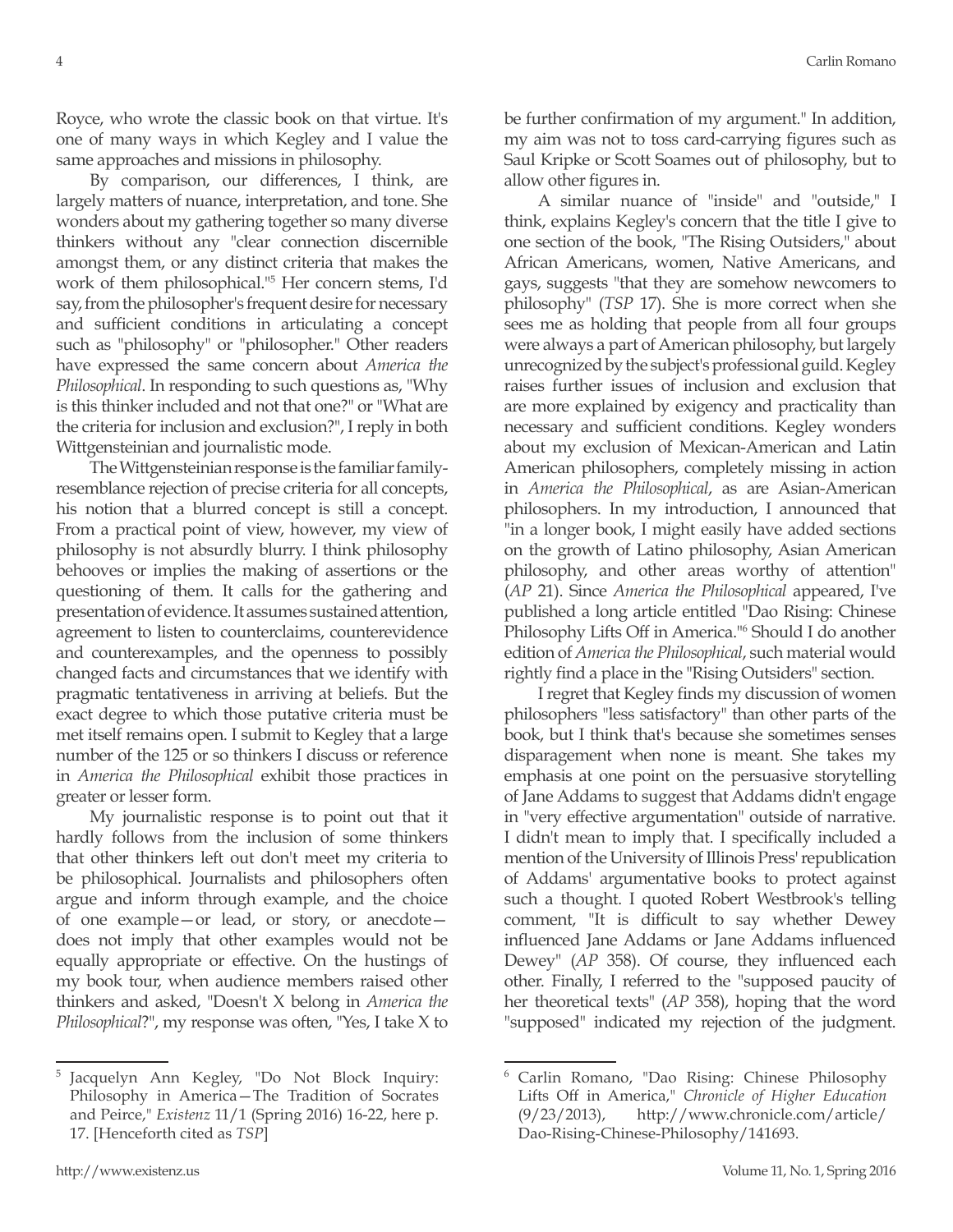Royce, who wrote the classic book on that virtue. It's one of many ways in which Kegley and I value the same approaches and missions in philosophy.

By comparison, our differences, I think, are largely matters of nuance, interpretation, and tone. She wonders about my gathering together so many diverse thinkers without any "clear connection discernible amongst them, or any distinct criteria that makes the work of them philosophical."[5] Her concern stems, I'd say, from the philosopher's frequent desire for necessary and sufficient conditions in articulating a concept such as "philosophy" or "philosopher." Other readers have expressed the same concern about *America the Philosophical*. In responding to such questions as, "Why is this thinker included and not that one?" or "What are the criteria for inclusion and exclusion?", I reply in both Wittgensteinian and journalistic mode.

The Wittgensteinian response is the familiar family-resemblance rejection of precise criteria for all concepts, his notion that a blurred concept is still a concept. From a practical point of view, however, my view of philosophy is not absurdly blurry. I think philosophy behooves or implies the making of assertions or the questioning of them. It calls for the gathering and presentation of evidence. It assumes sustained attention, agreement to listen to counterclaims, counterevidence and counterexamples, and the openness to possibly changed facts and circumstances that we identify with pragmatic tentativeness in arriving at beliefs. But the exact degree to which those putative criteria must be met itself remains open. I submit to Kegley that a large number of the 125 or so thinkers I discuss or reference in *America the Philosophical* exhibit those practices in greater or lesser form.

My journalistic response is to point out that it hardly follows from the inclusion of some thinkers that other thinkers left out don't meet my criteria to be philosophical. Journalists and philosophers often argue and inform through example, and the choice of one example—or lead, or story, or anecdote—does not imply that other examples would not be equally appropriate or effective. On the hustings of my book tour, when audience members raised other thinkers and asked, "Doesn't X belong in *America the Philosophical*?", my response was often, "Yes, I take X to be further confirmation of my argument." In addition, my aim was not to toss card-carrying figures such as Saul Kripke or Scott Soames out of philosophy, but to allow other figures in.

A similar nuance of "inside" and "outside," I think, explains Kegley's concern that the title I give to one section of the book, "The Rising Outsiders," about African Americans, women, Native Americans, and gays, suggests "that they are somehow newcomers to philosophy" (*TSP* 17). She is more correct when she sees me as holding that people from all four groups were always a part of American philosophy, but largely unrecognized by the subject's professional guild. Kegley raises further issues of inclusion and exclusion that are more explained by exigency and practicality than necessary and sufficient conditions. Kegley wonders about my exclusion of Mexican-American and Latin American philosophers, completely missing in action in *America the Philosophical*, as are Asian-American philosophers. In my introduction, I announced that "in a longer book, I might easily have added sections on the growth of Latino philosophy, Asian American philosophy, and other areas worthy of attention" (*AP* 21). Since *America the Philosophical* appeared, I've published a long article entitled "Dao Rising: Chinese Philosophy Lifts Off in America."[6] Should I do another edition of *America the Philosophical*, such material would rightly find a place in the "Rising Outsiders" section.

I regret that Kegley finds my discussion of women philosophers "less satisfactory" than other parts of the book, but I think that's because she sometimes senses disparagement when none is meant. She takes my emphasis at one point on the persuasive storytelling of Jane Addams to suggest that Addams didn't engage in "very effective argumentation" outside of narrative. I didn't mean to imply that. I specifically included a mention of the University of Illinois Press' republication of Addams' argumentative books to protect against such a thought. I quoted Robert Westbrook's telling comment, "It is difficult to say whether Dewey influenced Jane Addams or Jane Addams influenced Dewey" (*AP* 358). Of course, they influenced each other. Finally, I referred to the "supposed paucity of her theoretical texts" (*AP* 358), hoping that the word "supposed" indicated my rejection of the judgment.

---

[5] Jacquelyn Ann Kegley, "Do Not Block Inquiry: Philosophy in America—The Tradition of Socrates and Peirce," *Existenz* 11/1 (Spring 2016) 16-22, here p. 17. [Henceforth cited as *TSP*]

[6] Carlin Romano, "Dao Rising: Chinese Philosophy Lifts Off in America," *Chronicle of Higher Education* (9/23/2013), http://www.chronicle.com/article/Dao-Rising-Chinese-Philosophy/141693.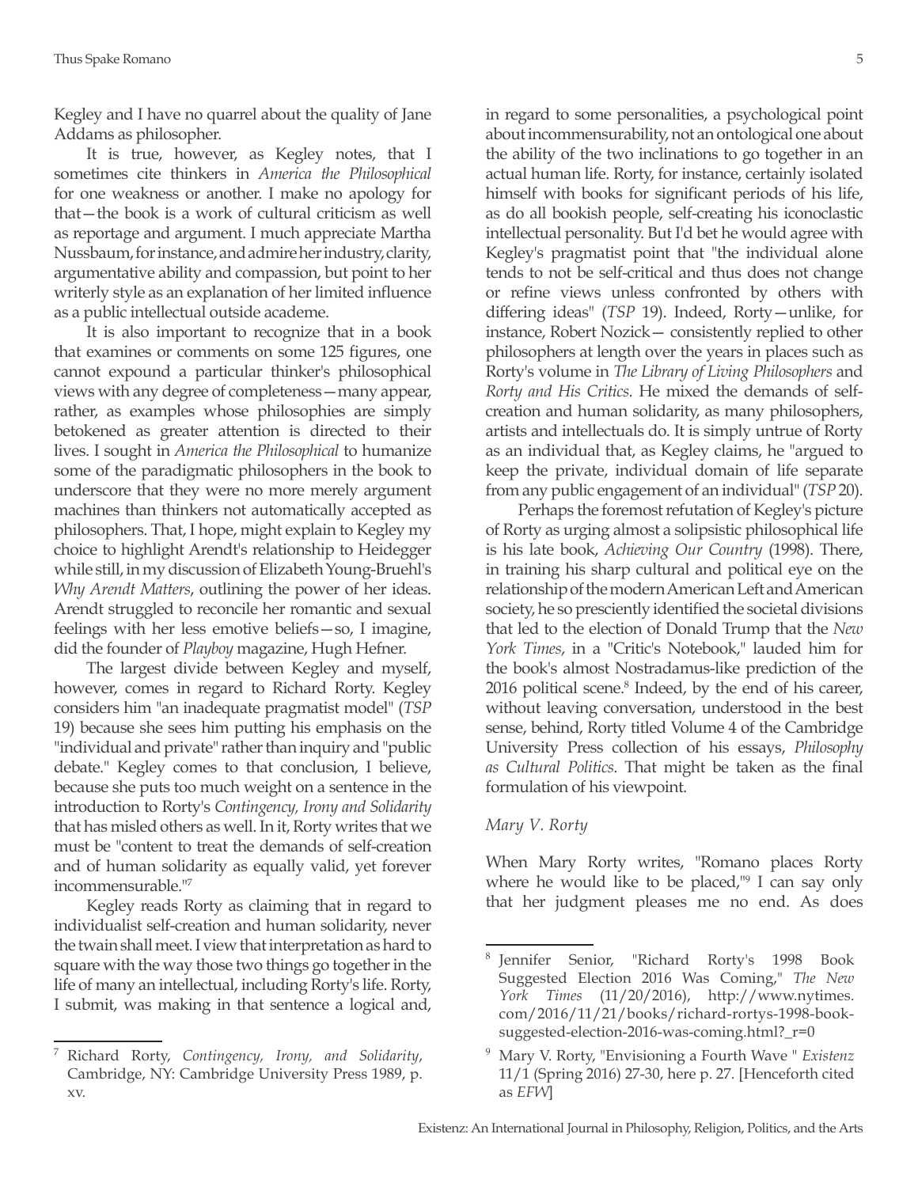Kegley and I have no quarrel about the quality of Jane Addams as philosopher.

It is true, however, as Kegley notes, that I sometimes cite thinkers in *America the Philosophical* for one weakness or another. I make no apology for that—the book is a work of cultural criticism as well as reportage and argument. I much appreciate Martha Nussbaum, for instance, and admire her industry, clarity, argumentative ability and compassion, but point to her writerly style as an explanation of her limited influence as a public intellectual outside academe.

It is also important to recognize that in a book that examines or comments on some 125 figures, one cannot expound a particular thinker's philosophical views with any degree of completeness—many appear, rather, as examples whose philosophies are simply betokened as greater attention is directed to their lives. I sought in *America the Philosophical* to humanize some of the paradigmatic philosophers in the book to underscore that they were no more merely argument machines than thinkers not automatically accepted as philosophers. That, I hope, might explain to Kegley my choice to highlight Arendt's relationship to Heidegger while still, in my discussion of Elizabeth Young-Bruehl's *Why Arendt Matters*, outlining the power of her ideas. Arendt struggled to reconcile her romantic and sexual feelings with her less emotive beliefs—so, I imagine, did the founder of *Playboy* magazine, Hugh Hefner.

The largest divide between Kegley and myself, however, comes in regard to Richard Rorty. Kegley considers him "an inadequate pragmatist model" (*TSP* 19) because she sees him putting his emphasis on the "individual and private" rather than inquiry and "public debate." Kegley comes to that conclusion, I believe, because she puts too much weight on a sentence in the introduction to Rorty's *Contingency, Irony and Solidarity* that has misled others as well. In it, Rorty writes that we must be "content to treat the demands of self-creation and of human solidarity as equally valid, yet forever incommensurable."[7]

Kegley reads Rorty as claiming that in regard to individualist self-creation and human solidarity, never the twain shall meet. I view that interpretation as hard to square with the way those two things go together in the life of many an intellectual, including Rorty's life. Rorty, I submit, was making in that sentence a logical and, in regard to some personalities, a psychological point about incommensurability, not an ontological one about the ability of the two inclinations to go together in an actual human life. Rorty, for instance, certainly isolated himself with books for significant periods of his life, as do all bookish people, self-creating his iconoclastic intellectual personality. But I'd bet he would agree with Kegley's pragmatist point that "the individual alone tends to not be self-critical and thus does not change or refine views unless confronted by others with differing ideas" (*TSP* 19). Indeed, Rorty—unlike, for instance, Robert Nozick— consistently replied to other philosophers at length over the years in places such as Rorty's volume in *The Library of Living Philosophers* and *Rorty and His Critics*. He mixed the demands of self-creation and human solidarity, as many philosophers, artists and intellectuals do. It is simply untrue of Rorty as an individual that, as Kegley claims, he "argued to keep the private, individual domain of life separate from any public engagement of an individual" (*TSP* 20).

Perhaps the foremost refutation of Kegley's picture of Rorty as urging almost a solipsistic philosophical life is his late book, *Achieving Our Country* (1998). There, in training his sharp cultural and political eye on the relationship of the modern American Left and American society, he so presciently identified the societal divisions that led to the election of Donald Trump that the *New York Times*, in a "Critic's Notebook," lauded him for the book's almost Nostradamus-like prediction of the 2016 political scene.[8] Indeed, by the end of his career, without leaving conversation, understood in the best sense, behind, Rorty titled Volume 4 of the Cambridge University Press collection of his essays, *Philosophy as Cultural Politics*. That might be taken as the final formulation of his viewpoint.

### *Mary V. Rorty*

When Mary Rorty writes, "Romano places Rorty where he would like to be placed,"[9] I can say only that her judgment pleases me no end. As does

---

[7] Richard Rorty, *Contingency, Irony, and Solidarity*, Cambridge, NY: Cambridge University Press 1989, p. xv.

[8] Jennifer Senior, "Richard Rorty's 1998 Book Suggested Election 2016 Was Coming," *The New York Times* (11/20/2016), http://www.nytimes.com/2016/11/21/books/richard-rortys-1998-book-suggested-election-2016-was-coming.html?_r=0

[9] Mary V. Rorty, "Envisioning a Fourth Wave " *Existenz* 11/1 (Spring 2016) 27-30, here p. 27. [Henceforth cited as *EFW*]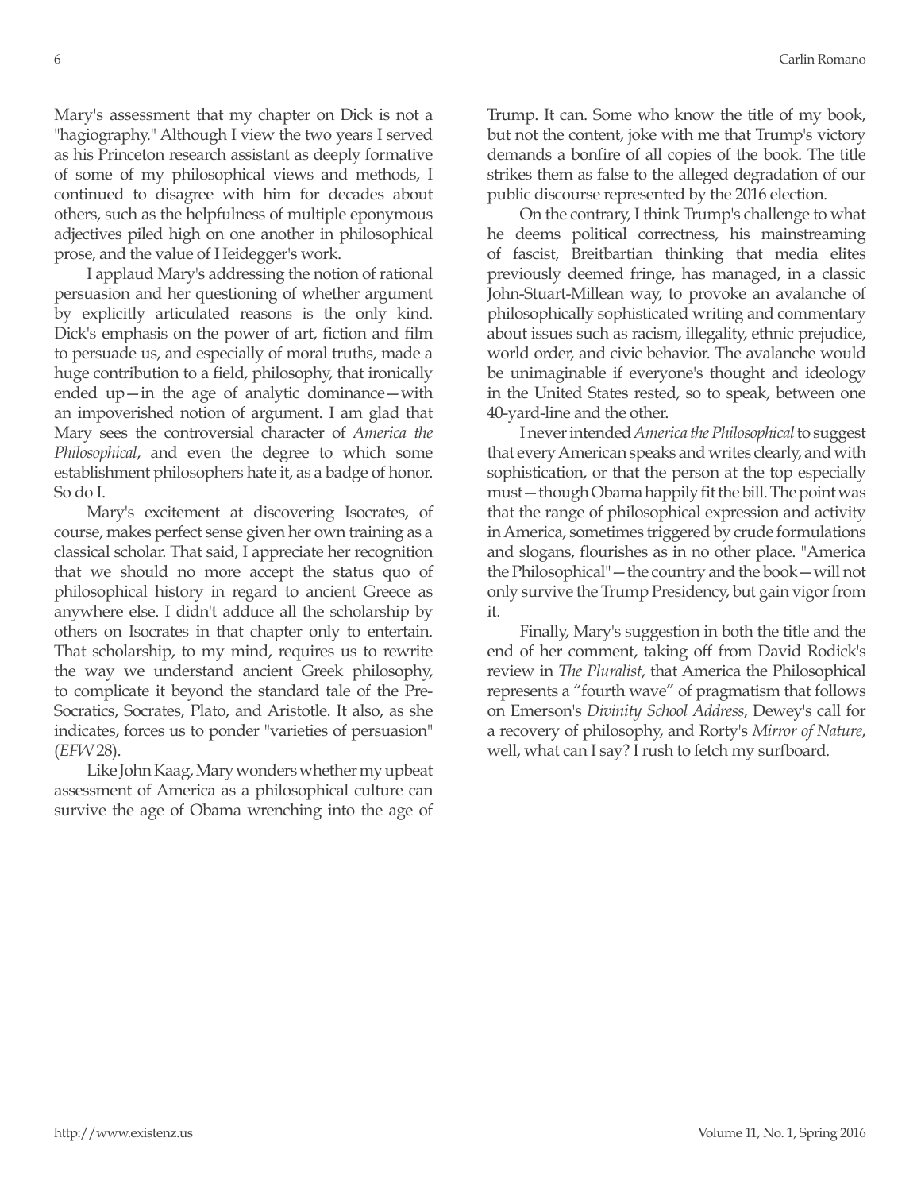Mary's assessment that my chapter on Dick is not a "hagiography." Although I view the two years I served as his Princeton research assistant as deeply formative of some of my philosophical views and methods, I continued to disagree with him for decades about others, such as the helpfulness of multiple eponymous adjectives piled high on one another in philosophical prose, and the value of Heidegger's work.

I applaud Mary's addressing the notion of rational persuasion and her questioning of whether argument by explicitly articulated reasons is the only kind. Dick's emphasis on the power of art, fiction and film to persuade us, and especially of moral truths, made a huge contribution to a field, philosophy, that ironically ended up—in the age of analytic dominance—with an impoverished notion of argument. I am glad that Mary sees the controversial character of *America the Philosophical*, and even the degree to which some establishment philosophers hate it, as a badge of honor. So do I.

Mary's excitement at discovering Isocrates, of course, makes perfect sense given her own training as a classical scholar. That said, I appreciate her recognition that we should no more accept the status quo of philosophical history in regard to ancient Greece as anywhere else. I didn't adduce all the scholarship by others on Isocrates in that chapter only to entertain. That scholarship, to my mind, requires us to rewrite the way we understand ancient Greek philosophy, to complicate it beyond the standard tale of the Pre-Socratics, Socrates, Plato, and Aristotle. It also, as she indicates, forces us to ponder "varieties of persuasion" (*EFW* 28).

Like John Kaag, Mary wonders whether my upbeat assessment of America as a philosophical culture can survive the age of Obama wrenching into the age of Trump. It can. Some who know the title of my book, but not the content, joke with me that Trump's victory demands a bonfire of all copies of the book. The title strikes them as false to the alleged degradation of our public discourse represented by the 2016 election.

On the contrary, I think Trump's challenge to what he deems political correctness, his mainstreaming of fascist, Breitbartian thinking that media elites previously deemed fringe, has managed, in a classic John-Stuart-Millean way, to provoke an avalanche of philosophically sophisticated writing and commentary about issues such as racism, illegality, ethnic prejudice, world order, and civic behavior. The avalanche would be unimaginable if everyone's thought and ideology in the United States rested, so to speak, between one 40-yard-line and the other.

I never intended *America the Philosophical* to suggest that every American speaks and writes clearly, and with sophistication, or that the person at the top especially must—though Obama happily fit the bill. The point was that the range of philosophical expression and activity in America, sometimes triggered by crude formulations and slogans, flourishes as in no other place. "America the Philosophical"—the country and the book—will not only survive the Trump Presidency, but gain vigor from it.

Finally, Mary's suggestion in both the title and the end of her comment, taking off from David Rodick's review in *The Pluralist*, that America the Philosophical represents a "fourth wave" of pragmatism that follows on Emerson's *Divinity School Address*, Dewey's call for a recovery of philosophy, and Rorty's *Mirror of Nature*, well, what can I say? I rush to fetch my surfboard.